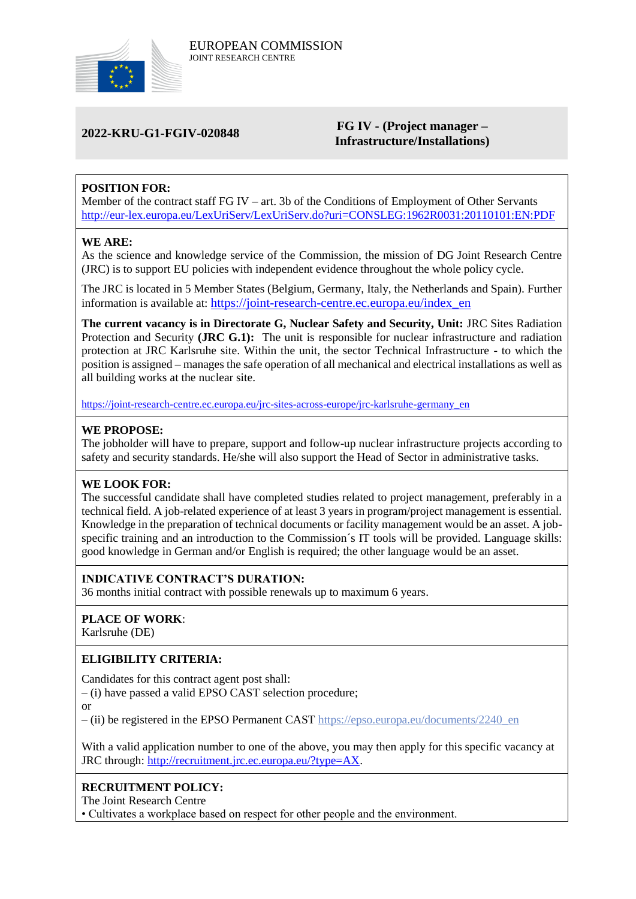EUROPEAN COMMISSION
JOINT RESEARCH CENTRE

**2022-KRU-G1-FGIV-020848**

**FG IV - (Project manager – Infrastructure/Installations)**

**POSITION FOR:**
Member of the contract staff FG IV – art. 3b of the Conditions of Employment of Other Servants
http://eur-lex.europa.eu/LexUriServ/LexUriServ.do?uri=CONSLEG:1962R0031:20110101:EN:PDF

**WE ARE:**
As the science and knowledge service of the Commission, the mission of DG Joint Research Centre (JRC) is to support EU policies with independent evidence throughout the whole policy cycle.

The JRC is located in 5 Member States (Belgium, Germany, Italy, the Netherlands and Spain). Further information is available at: https://joint-research-centre.ec.europa.eu/index_en

**The current vacancy is in Directorate G, Nuclear Safety and Security, Unit:** JRC Sites Radiation Protection and Security **(JRC G.1):** The unit is responsible for nuclear infrastructure and radiation protection at JRC Karlsruhe site. Within the unit, the sector Technical Infrastructure - to which the position is assigned – manages the safe operation of all mechanical and electrical installations as well as all building works at the nuclear site.

https://joint-research-centre.ec.europa.eu/jrc-sites-across-europe/jrc-karlsruhe-germany_en

**WE PROPOSE:**
The jobholder will have to prepare, support and follow-up nuclear infrastructure projects according to safety and security standards. He/she will also support the Head of Sector in administrative tasks.

**WE LOOK FOR:**
The successful candidate shall have completed studies related to project management, preferably in a technical field. A job-related experience of at least 3 years in program/project management is essential. Knowledge in the preparation of technical documents or facility management would be an asset. A job-specific training and an introduction to the Commission´s IT tools will be provided. Language skills: good knowledge in German and/or English is required; the other language would be an asset.

**INDICATIVE CONTRACT'S DURATION:**
36 months initial contract with possible renewals up to maximum 6 years.

**PLACE OF WORK**:
Karlsruhe (DE)

**ELIGIBILITY CRITERIA:**

Candidates for this contract agent post shall:
– (i) have passed a valid EPSO CAST selection procedure;
or
– (ii) be registered in the EPSO Permanent CAST https://epso.europa.eu/documents/2240_en

With a valid application number to one of the above, you may then apply for this specific vacancy at JRC through: http://recruitment.jrc.ec.europa.eu/?type=AX.

**RECRUITMENT POLICY:**
The Joint Research Centre
• Cultivates a workplace based on respect for other people and the environment.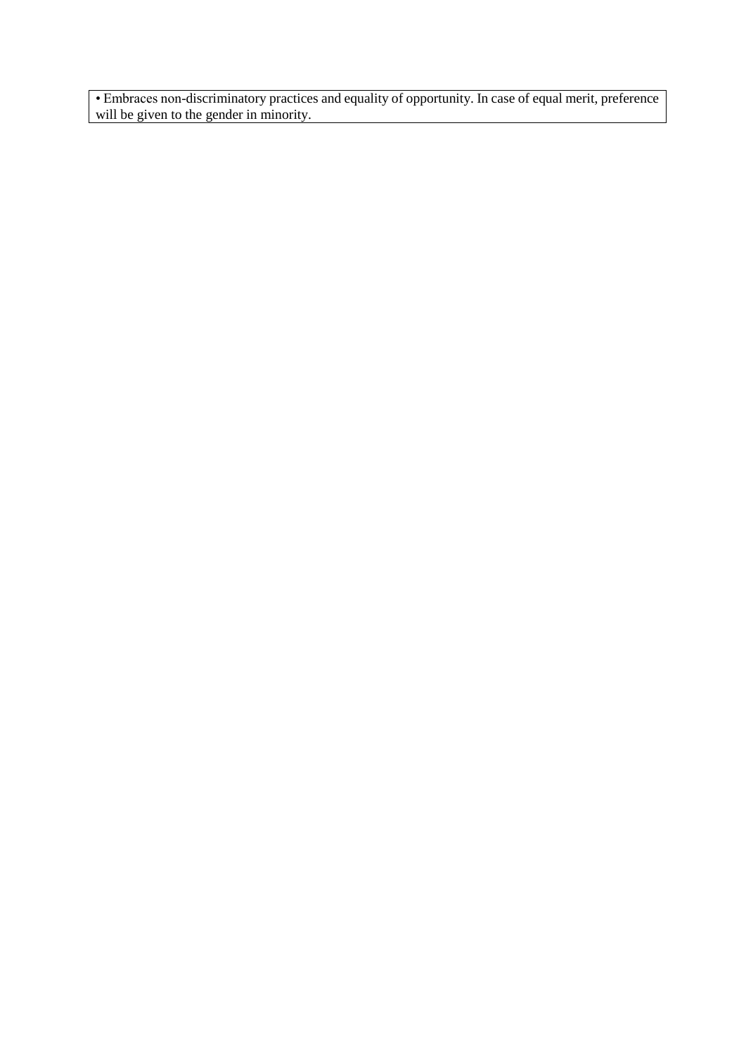• Embraces non-discriminatory practices and equality of opportunity. In case of equal merit, preference will be given to the gender in minority.